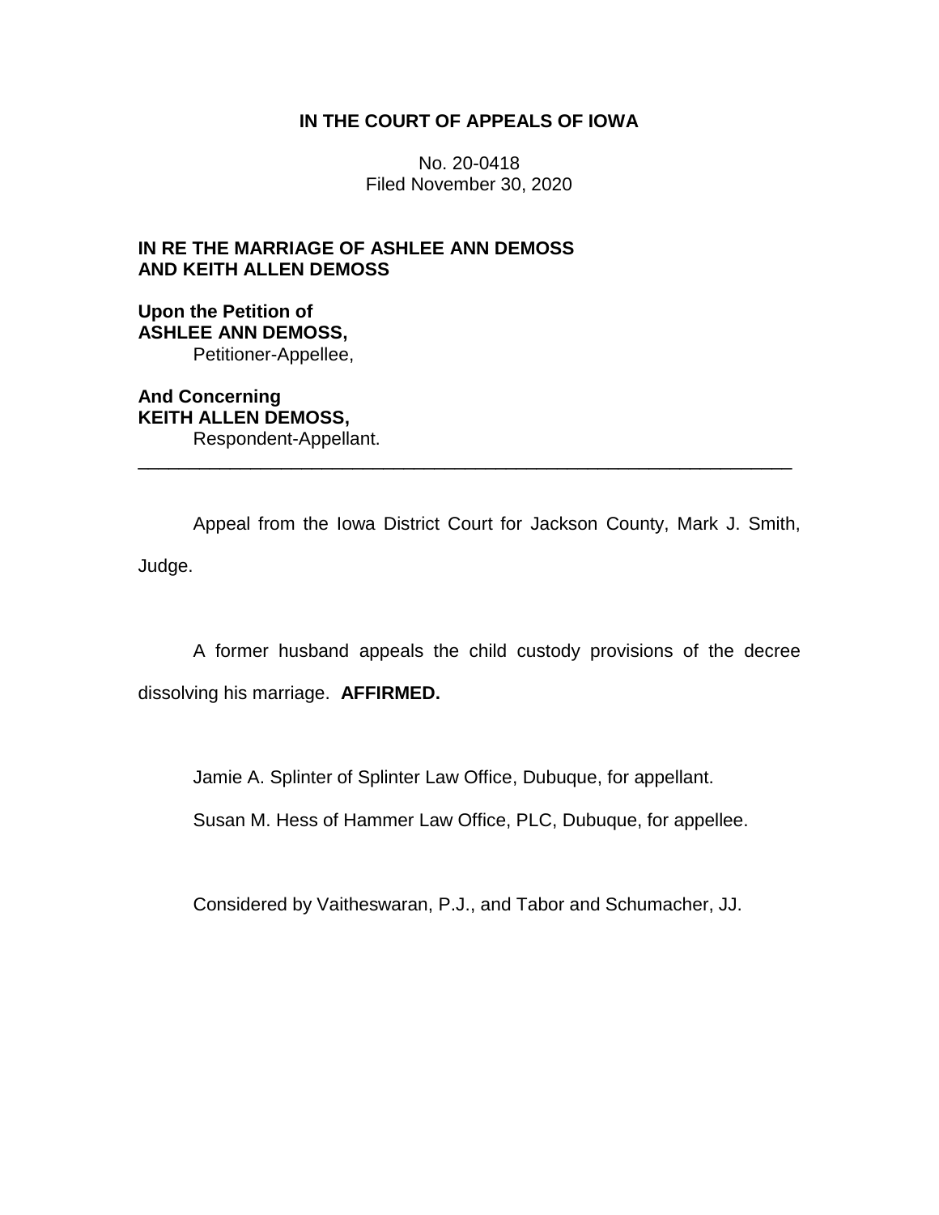**IN THE COURT OF APPEALS OF IOWA**

No. 20-0418
Filed November 30, 2020

**IN RE THE MARRIAGE OF ASHLEE ANN DEMOSS AND KEITH ALLEN DEMOSS**

**Upon the Petition of**
**ASHLEE ANN DEMOSS,**
Petitioner-Appellee,

**And Concerning**
**KEITH ALLEN DEMOSS,**
Respondent-Appellant.

---

Appeal from the Iowa District Court for Jackson County, Mark J. Smith, Judge.

A former husband appeals the child custody provisions of the decree dissolving his marriage. **AFFIRMED.**

Jamie A. Splinter of Splinter Law Office, Dubuque, for appellant.

Susan M. Hess of Hammer Law Office, PLC, Dubuque, for appellee.

Considered by Vaitheswaran, P.J., and Tabor and Schumacher, JJ.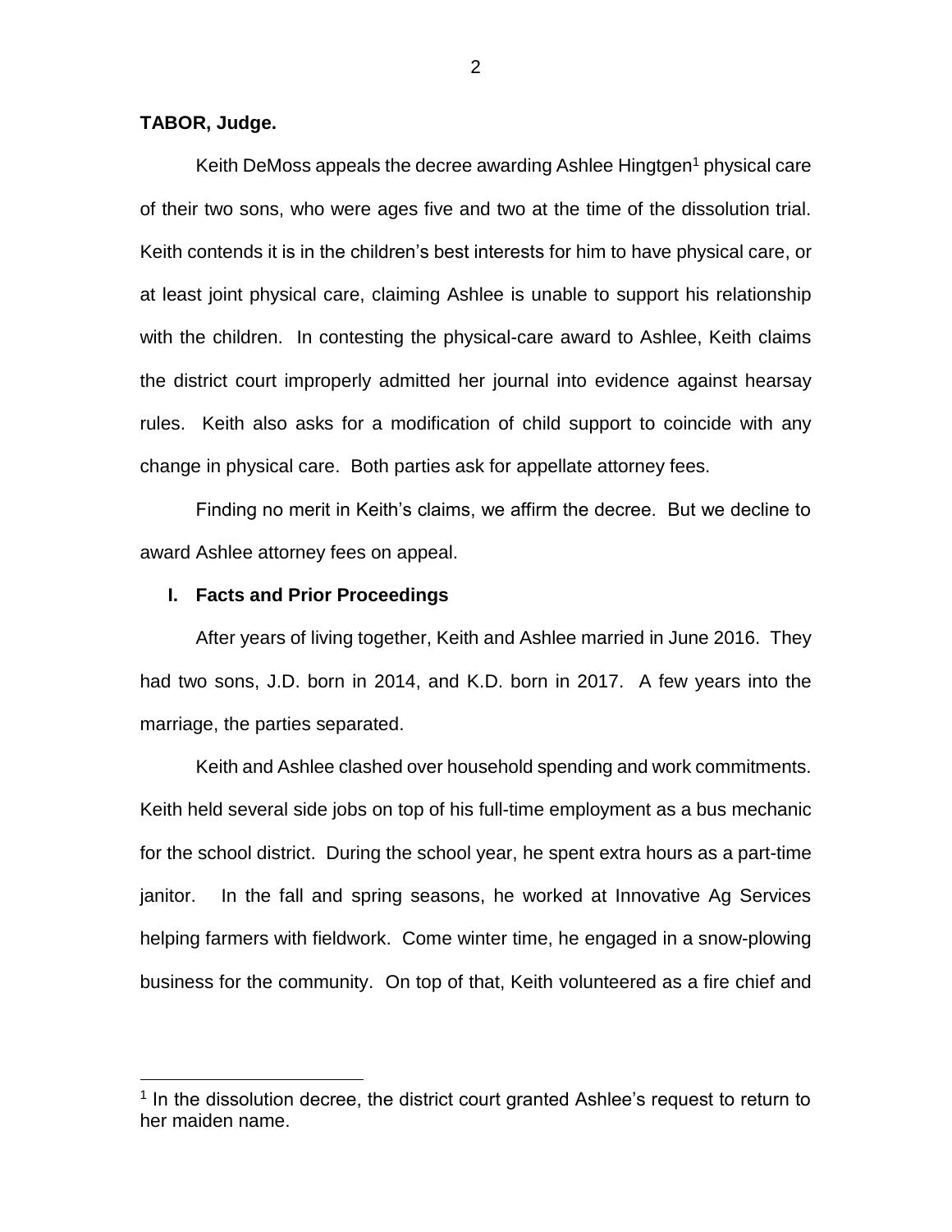**TABOR, Judge.**

Keith DeMoss appeals the decree awarding Ashlee Hingtgen[1] physical care of their two sons, who were ages five and two at the time of the dissolution trial. Keith contends it is in the children's best interests for him to have physical care, or at least joint physical care, claiming Ashlee is unable to support his relationship with the children. In contesting the physical-care award to Ashlee, Keith claims the district court improperly admitted her journal into evidence against hearsay rules. Keith also asks for a modification of child support to coincide with any change in physical care. Both parties ask for appellate attorney fees.

Finding no merit in Keith's claims, we affirm the decree. But we decline to award Ashlee attorney fees on appeal.

## I. Facts and Prior Proceedings

After years of living together, Keith and Ashlee married in June 2016. They had two sons, J.D. born in 2014, and K.D. born in 2017. A few years into the marriage, the parties separated.

Keith and Ashlee clashed over household spending and work commitments. Keith held several side jobs on top of his full-time employment as a bus mechanic for the school district. During the school year, he spent extra hours as a part-time janitor. In the fall and spring seasons, he worked at Innovative Ag Services helping farmers with fieldwork. Come winter time, he engaged in a snow-plowing business for the community. On top of that, Keith volunteered as a fire chief and

[1] In the dissolution decree, the district court granted Ashlee's request to return to her maiden name.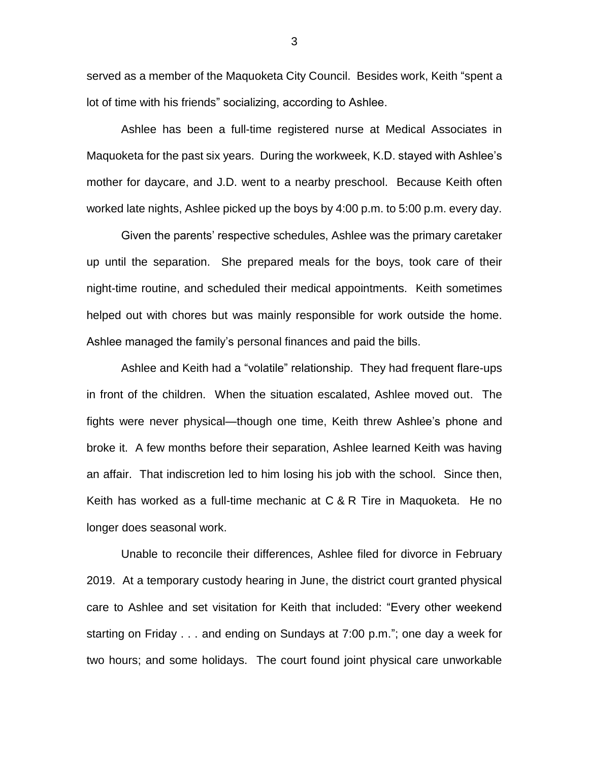served as a member of the Maquoketa City Council. Besides work, Keith "spent a lot of time with his friends" socializing, according to Ashlee.

Ashlee has been a full-time registered nurse at Medical Associates in Maquoketa for the past six years. During the workweek, K.D. stayed with Ashlee's mother for daycare, and J.D. went to a nearby preschool. Because Keith often worked late nights, Ashlee picked up the boys by 4:00 p.m. to 5:00 p.m. every day.

Given the parents' respective schedules, Ashlee was the primary caretaker up until the separation. She prepared meals for the boys, took care of their night-time routine, and scheduled their medical appointments. Keith sometimes helped out with chores but was mainly responsible for work outside the home. Ashlee managed the family's personal finances and paid the bills.

Ashlee and Keith had a "volatile" relationship. They had frequent flare-ups in front of the children. When the situation escalated, Ashlee moved out. The fights were never physical—though one time, Keith threw Ashlee's phone and broke it. A few months before their separation, Ashlee learned Keith was having an affair. That indiscretion led to him losing his job with the school. Since then, Keith has worked as a full-time mechanic at C & R Tire in Maquoketa. He no longer does seasonal work.

Unable to reconcile their differences, Ashlee filed for divorce in February 2019. At a temporary custody hearing in June, the district court granted physical care to Ashlee and set visitation for Keith that included: "Every other weekend starting on Friday . . . and ending on Sundays at 7:00 p.m."; one day a week for two hours; and some holidays. The court found joint physical care unworkable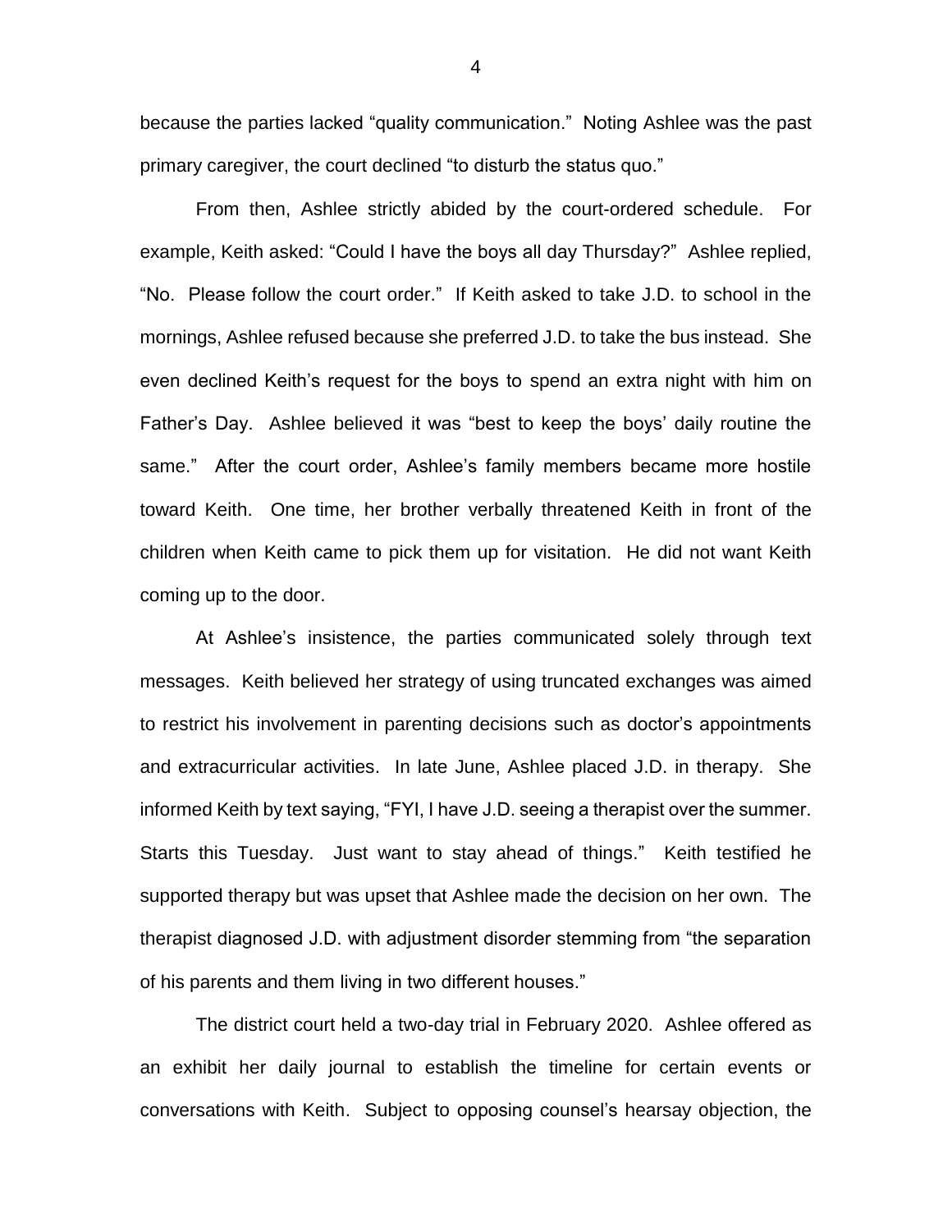because the parties lacked "quality communication." Noting Ashlee was the past primary caregiver, the court declined "to disturb the status quo."

From then, Ashlee strictly abided by the court-ordered schedule. For example, Keith asked: "Could I have the boys all day Thursday?" Ashlee replied, "No. Please follow the court order." If Keith asked to take J.D. to school in the mornings, Ashlee refused because she preferred J.D. to take the bus instead. She even declined Keith's request for the boys to spend an extra night with him on Father's Day. Ashlee believed it was "best to keep the boys' daily routine the same." After the court order, Ashlee's family members became more hostile toward Keith. One time, her brother verbally threatened Keith in front of the children when Keith came to pick them up for visitation. He did not want Keith coming up to the door.

At Ashlee's insistence, the parties communicated solely through text messages. Keith believed her strategy of using truncated exchanges was aimed to restrict his involvement in parenting decisions such as doctor's appointments and extracurricular activities. In late June, Ashlee placed J.D. in therapy. She informed Keith by text saying, "FYI, I have J.D. seeing a therapist over the summer. Starts this Tuesday. Just want to stay ahead of things." Keith testified he supported therapy but was upset that Ashlee made the decision on her own. The therapist diagnosed J.D. with adjustment disorder stemming from "the separation of his parents and them living in two different houses."

The district court held a two-day trial in February 2020. Ashlee offered as an exhibit her daily journal to establish the timeline for certain events or conversations with Keith. Subject to opposing counsel's hearsay objection, the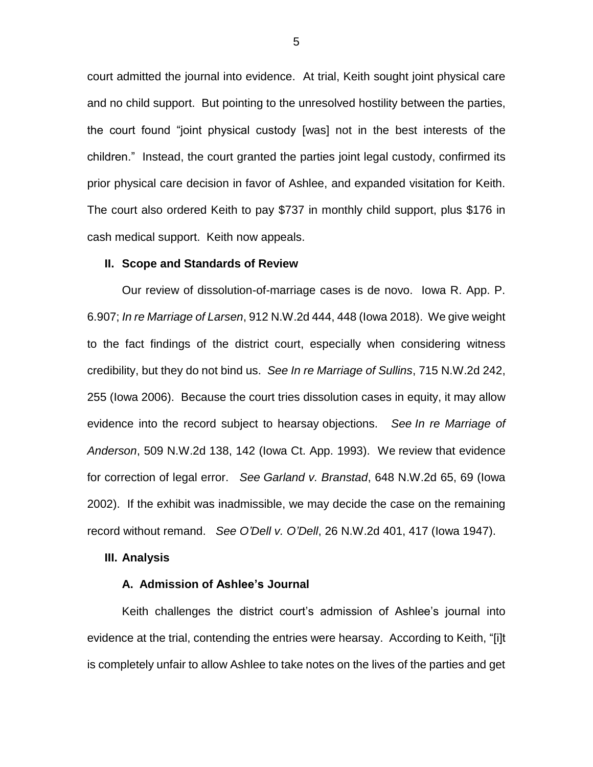court admitted the journal into evidence. At trial, Keith sought joint physical care and no child support. But pointing to the unresolved hostility between the parties, the court found "joint physical custody [was] not in the best interests of the children." Instead, the court granted the parties joint legal custody, confirmed its prior physical care decision in favor of Ashlee, and expanded visitation for Keith. The court also ordered Keith to pay $737 in monthly child support, plus $176 in cash medical support. Keith now appeals.

## II. Scope and Standards of Review

Our review of dissolution-of-marriage cases is de novo. Iowa R. App. P. 6.907; *In re Marriage of Larsen*, 912 N.W.2d 444, 448 (Iowa 2018). We give weight to the fact findings of the district court, especially when considering witness credibility, but they do not bind us. *See In re Marriage of Sullins*, 715 N.W.2d 242, 255 (Iowa 2006). Because the court tries dissolution cases in equity, it may allow evidence into the record subject to hearsay objections. *See In re Marriage of Anderson*, 509 N.W.2d 138, 142 (Iowa Ct. App. 1993). We review that evidence for correction of legal error. *See Garland v. Branstad*, 648 N.W.2d 65, 69 (Iowa 2002). If the exhibit was inadmissible, we may decide the case on the remaining record without remand. *See O'Dell v. O'Dell*, 26 N.W.2d 401, 417 (Iowa 1947).

## III. Analysis

### A. Admission of Ashlee's Journal

Keith challenges the district court's admission of Ashlee's journal into evidence at the trial, contending the entries were hearsay. According to Keith, "[i]t is completely unfair to allow Ashlee to take notes on the lives of the parties and get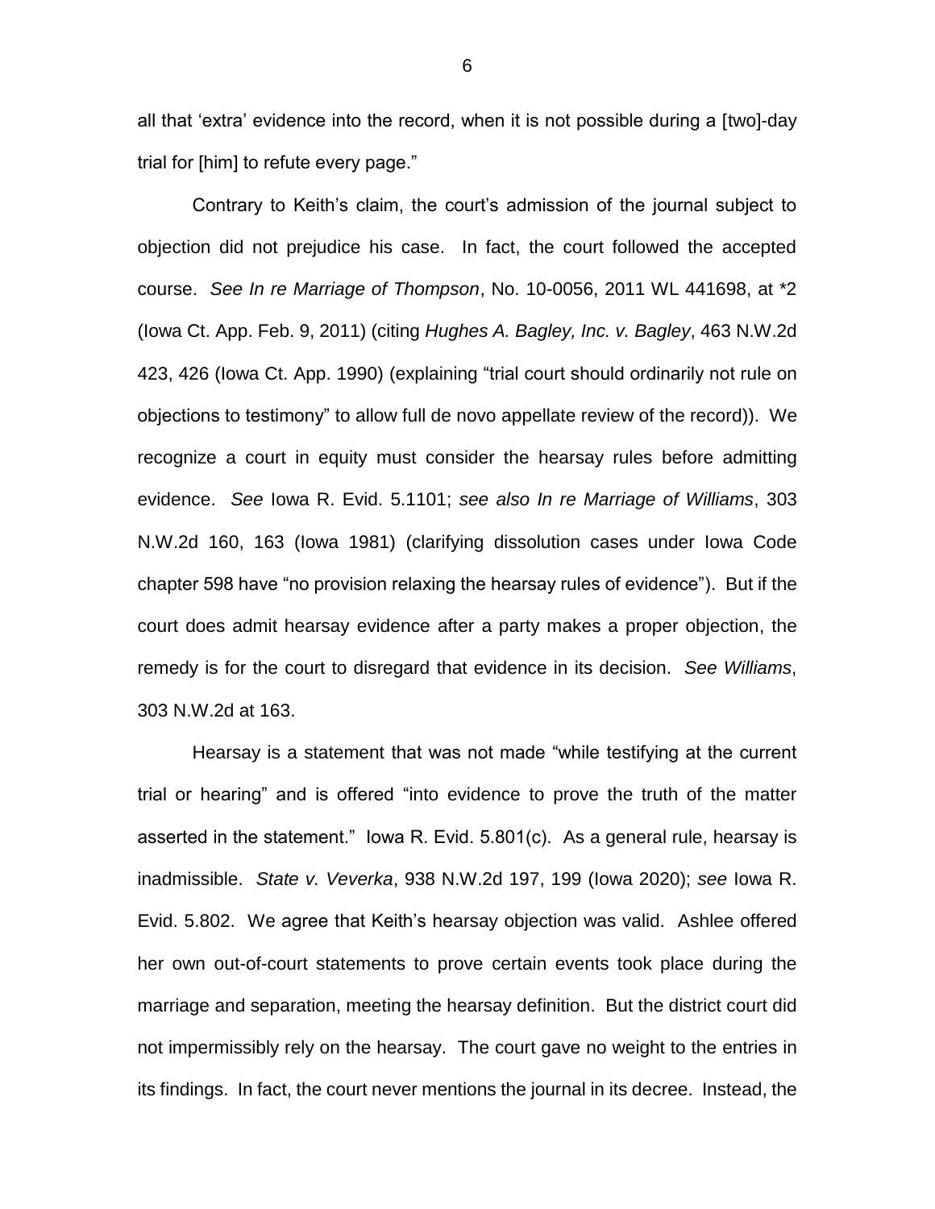all that 'extra' evidence into the record, when it is not possible during a [two]-day trial for [him] to refute every page."

Contrary to Keith's claim, the court's admission of the journal subject to objection did not prejudice his case. In fact, the court followed the accepted course. *See In re Marriage of Thompson*, No. 10-0056, 2011 WL 441698, at *2 (Iowa Ct. App. Feb. 9, 2011) (citing *Hughes A. Bagley, Inc. v. Bagley*, 463 N.W.2d 423, 426 (Iowa Ct. App. 1990) (explaining "trial court should ordinarily not rule on objections to testimony" to allow full de novo appellate review of the record)). We recognize a court in equity must consider the hearsay rules before admitting evidence. *See* Iowa R. Evid. 5.1101; *see also In re Marriage of Williams*, 303 N.W.2d 160, 163 (Iowa 1981) (clarifying dissolution cases under Iowa Code chapter 598 have "no provision relaxing the hearsay rules of evidence"). But if the court does admit hearsay evidence after a party makes a proper objection, the remedy is for the court to disregard that evidence in its decision. *See Williams*, 303 N.W.2d at 163.

Hearsay is a statement that was not made "while testifying at the current trial or hearing" and is offered "into evidence to prove the truth of the matter asserted in the statement." Iowa R. Evid. 5.801(c). As a general rule, hearsay is inadmissible. *State v. Veverka*, 938 N.W.2d 197, 199 (Iowa 2020); *see* Iowa R. Evid. 5.802. We agree that Keith's hearsay objection was valid. Ashlee offered her own out-of-court statements to prove certain events took place during the marriage and separation, meeting the hearsay definition. But the district court did not impermissibly rely on the hearsay. The court gave no weight to the entries in its findings. In fact, the court never mentions the journal in its decree. Instead, the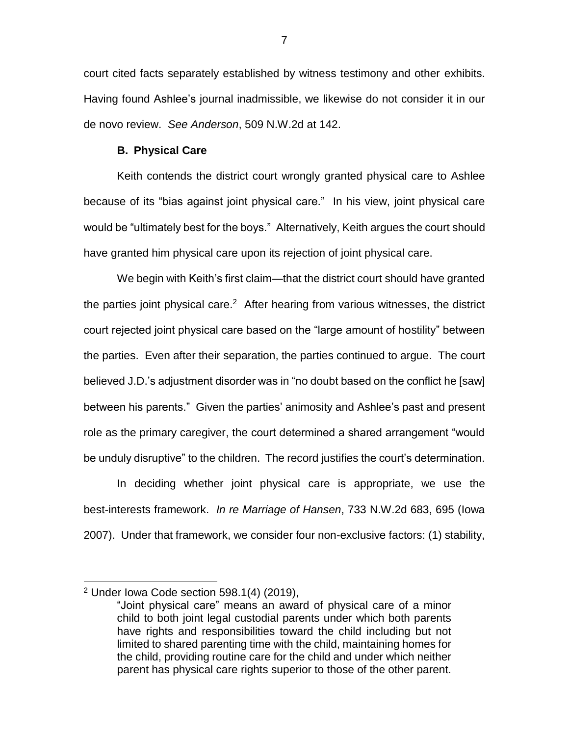court cited facts separately established by witness testimony and other exhibits. Having found Ashlee's journal inadmissible, we likewise do not consider it in our de novo review. *See Anderson*, 509 N.W.2d at 142.

### B. Physical Care

Keith contends the district court wrongly granted physical care to Ashlee because of its "bias against joint physical care." In his view, joint physical care would be "ultimately best for the boys." Alternatively, Keith argues the court should have granted him physical care upon its rejection of joint physical care.

We begin with Keith's first claim—that the district court should have granted the parties joint physical care.[2] After hearing from various witnesses, the district court rejected joint physical care based on the "large amount of hostility" between the parties. Even after their separation, the parties continued to argue. The court believed J.D.'s adjustment disorder was in "no doubt based on the conflict he [saw] between his parents." Given the parties' animosity and Ashlee's past and present role as the primary caregiver, the court determined a shared arrangement "would be unduly disruptive" to the children. The record justifies the court's determination.

In deciding whether joint physical care is appropriate, we use the best-interests framework. *In re Marriage of Hansen*, 733 N.W.2d 683, 695 (Iowa 2007). Under that framework, we consider four non-exclusive factors: (1) stability,

---

[2] Under Iowa Code section 598.1(4) (2019),

> "Joint physical care" means an award of physical care of a minor child to both joint legal custodial parents under which both parents have rights and responsibilities toward the child including but not limited to shared parenting time with the child, maintaining homes for the child, providing routine care for the child and under which neither parent has physical care rights superior to those of the other parent.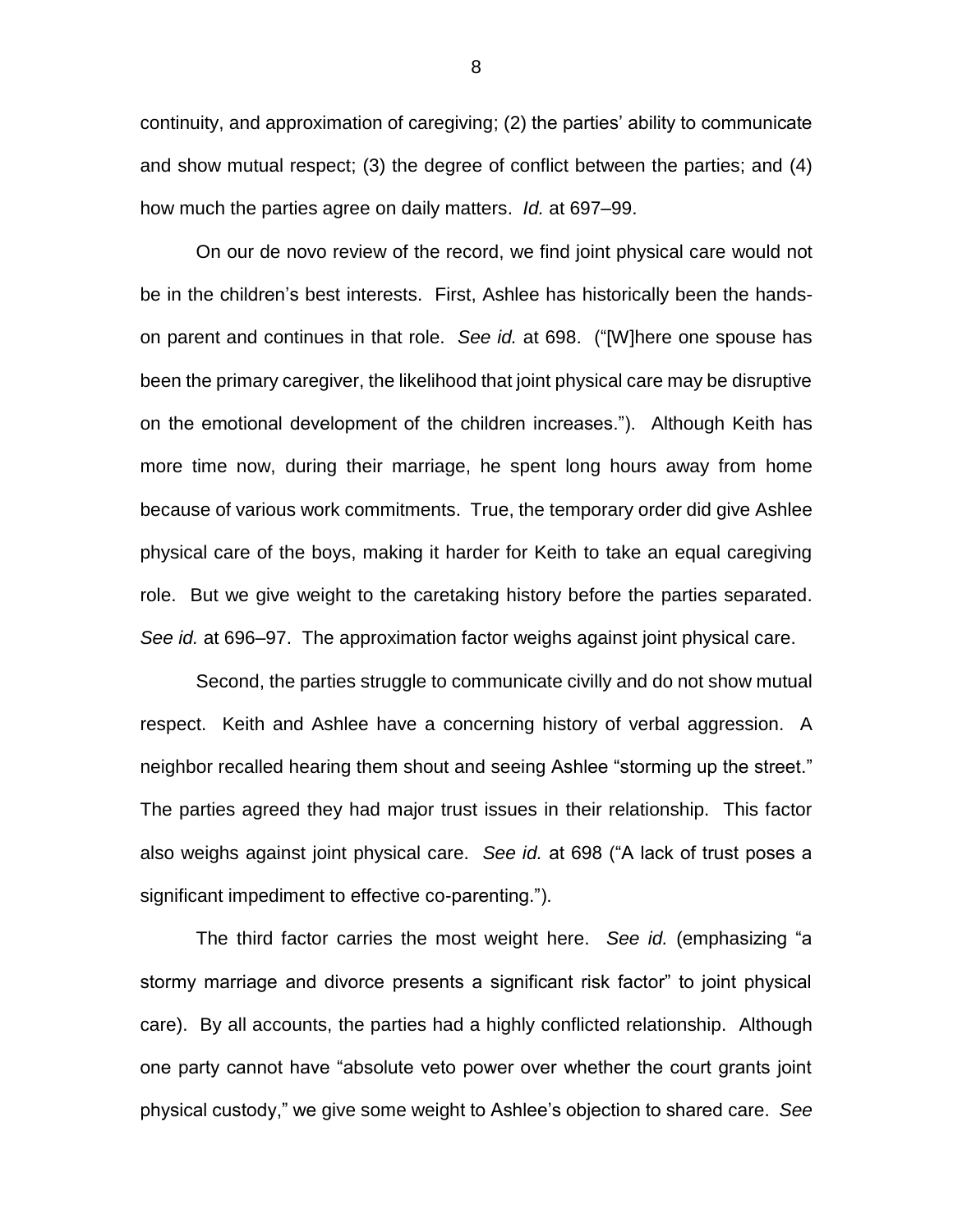continuity, and approximation of caregiving; (2) the parties' ability to communicate and show mutual respect; (3) the degree of conflict between the parties; and (4) how much the parties agree on daily matters. *Id.* at 697–99.

On our de novo review of the record, we find joint physical care would not be in the children's best interests. First, Ashlee has historically been the hands-on parent and continues in that role. *See id.* at 698. ("[W]here one spouse has been the primary caregiver, the likelihood that joint physical care may be disruptive on the emotional development of the children increases."). Although Keith has more time now, during their marriage, he spent long hours away from home because of various work commitments. True, the temporary order did give Ashlee physical care of the boys, making it harder for Keith to take an equal caregiving role. But we give weight to the caretaking history before the parties separated. *See id.* at 696–97. The approximation factor weighs against joint physical care.

Second, the parties struggle to communicate civilly and do not show mutual respect. Keith and Ashlee have a concerning history of verbal aggression. A neighbor recalled hearing them shout and seeing Ashlee "storming up the street." The parties agreed they had major trust issues in their relationship. This factor also weighs against joint physical care. *See id.* at 698 ("A lack of trust poses a significant impediment to effective co-parenting.").

The third factor carries the most weight here. *See id.* (emphasizing "a stormy marriage and divorce presents a significant risk factor" to joint physical care). By all accounts, the parties had a highly conflicted relationship. Although one party cannot have "absolute veto power over whether the court grants joint physical custody," we give some weight to Ashlee's objection to shared care. *See*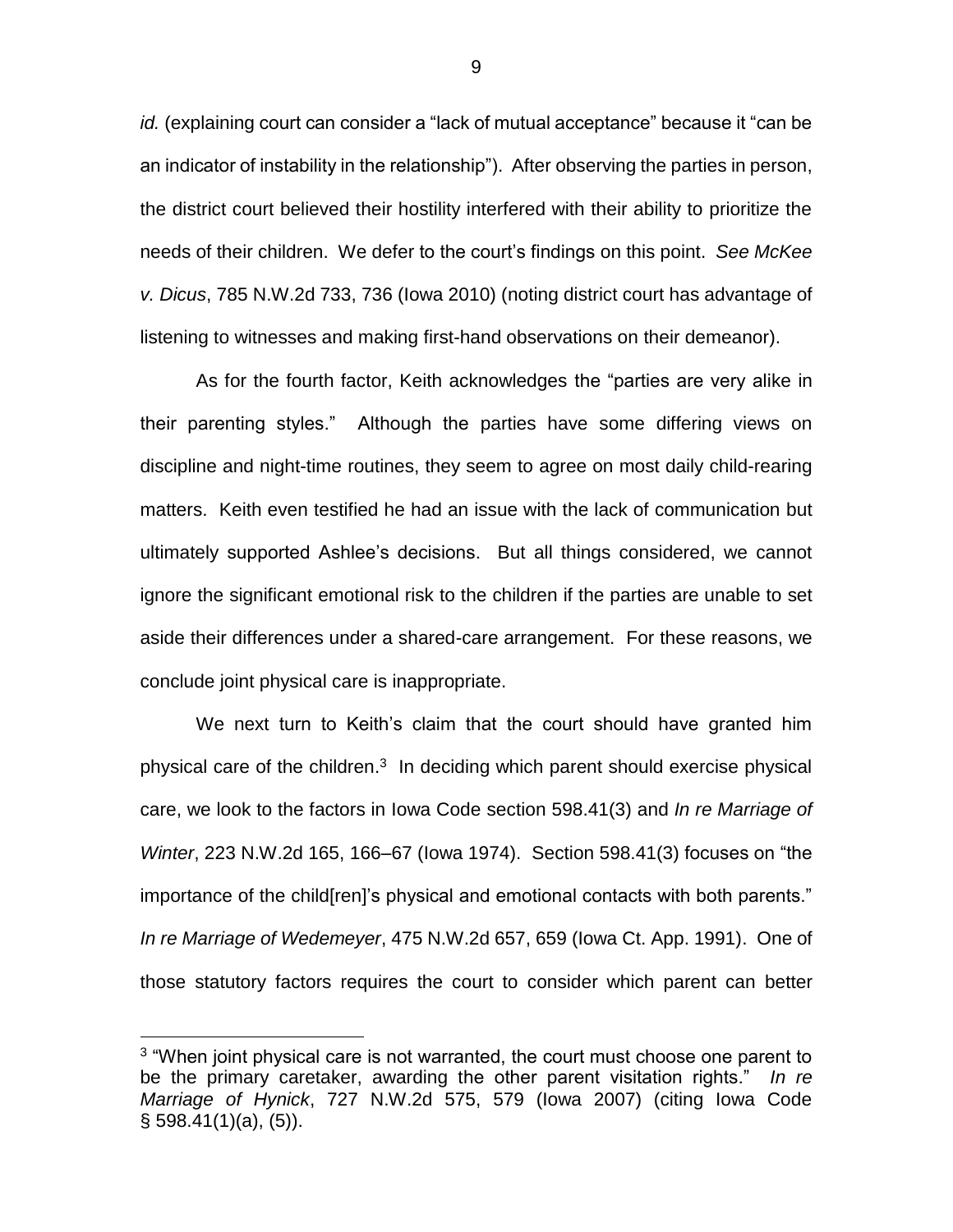*id.* (explaining court can consider a "lack of mutual acceptance" because it "can be an indicator of instability in the relationship"). After observing the parties in person, the district court believed their hostility interfered with their ability to prioritize the needs of their children. We defer to the court's findings on this point. *See McKee v. Dicus*, 785 N.W.2d 733, 736 (Iowa 2010) (noting district court has advantage of listening to witnesses and making first-hand observations on their demeanor).

As for the fourth factor, Keith acknowledges the "parties are very alike in their parenting styles." Although the parties have some differing views on discipline and night-time routines, they seem to agree on most daily child-rearing matters. Keith even testified he had an issue with the lack of communication but ultimately supported Ashlee's decisions. But all things considered, we cannot ignore the significant emotional risk to the children if the parties are unable to set aside their differences under a shared-care arrangement. For these reasons, we conclude joint physical care is inappropriate.

We next turn to Keith's claim that the court should have granted him physical care of the children.[3] In deciding which parent should exercise physical care, we look to the factors in Iowa Code section 598.41(3) and *In re Marriage of Winter*, 223 N.W.2d 165, 166–67 (Iowa 1974). Section 598.41(3) focuses on "the importance of the child[ren]'s physical and emotional contacts with both parents." *In re Marriage of Wedemeyer*, 475 N.W.2d 657, 659 (Iowa Ct. App. 1991). One of those statutory factors requires the court to consider which parent can better

[3] "When joint physical care is not warranted, the court must choose one parent to be the primary caretaker, awarding the other parent visitation rights." *In re Marriage of Hynick*, 727 N.W.2d 575, 579 (Iowa 2007) (citing Iowa Code § 598.41(1)(a), (5)).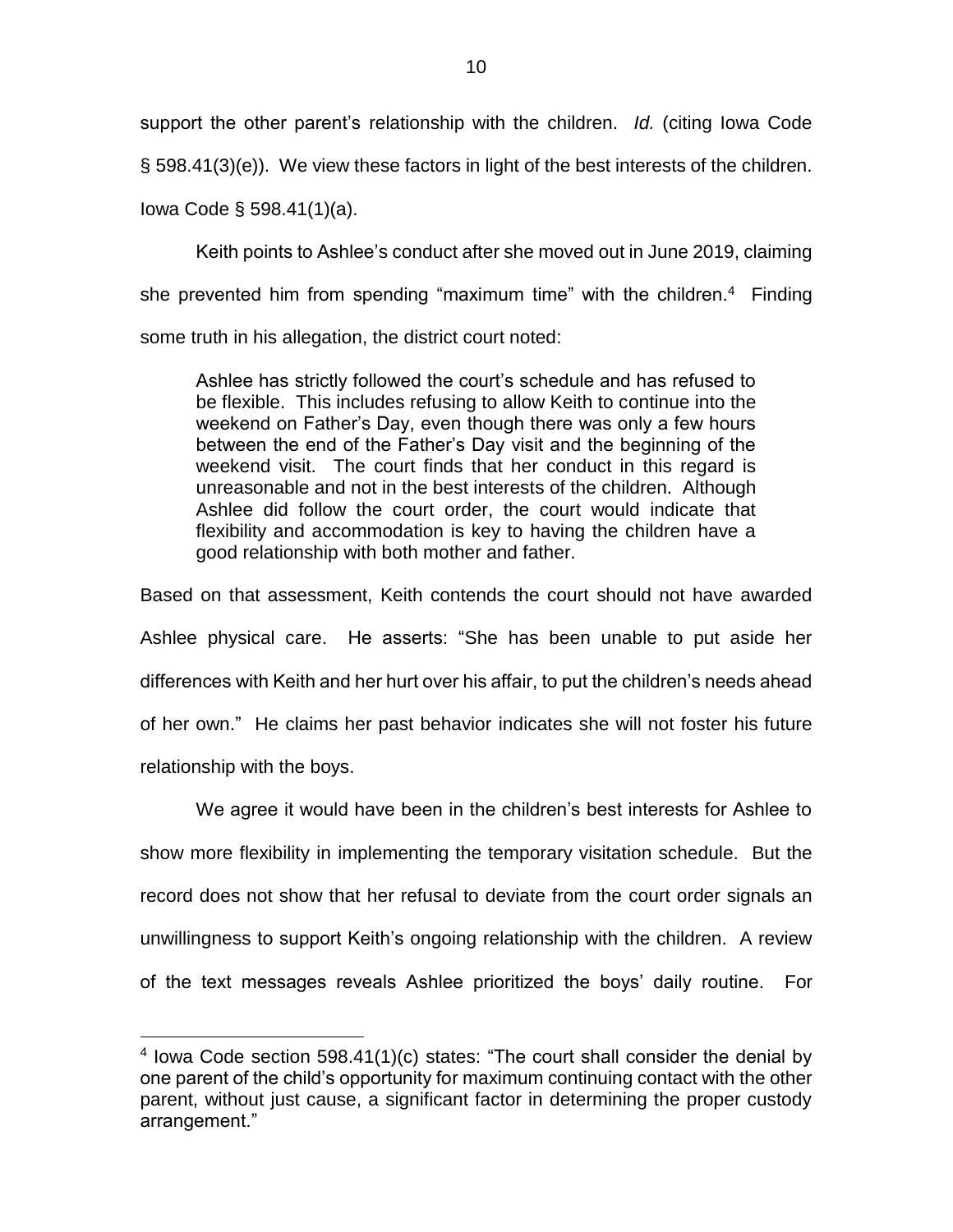support the other parent's relationship with the children. *Id.* (citing Iowa Code § 598.41(3)(e)). We view these factors in light of the best interests of the children. Iowa Code § 598.41(1)(a).

Keith points to Ashlee's conduct after she moved out in June 2019, claiming she prevented him from spending "maximum time" with the children.[4] Finding some truth in his allegation, the district court noted:

> Ashlee has strictly followed the court's schedule and has refused to be flexible. This includes refusing to allow Keith to continue into the weekend on Father's Day, even though there was only a few hours between the end of the Father's Day visit and the beginning of the weekend visit. The court finds that her conduct in this regard is unreasonable and not in the best interests of the children. Although Ashlee did follow the court order, the court would indicate that flexibility and accommodation is key to having the children have a good relationship with both mother and father.

Based on that assessment, Keith contends the court should not have awarded Ashlee physical care. He asserts: "She has been unable to put aside her differences with Keith and her hurt over his affair, to put the children's needs ahead of her own." He claims her past behavior indicates she will not foster his future relationship with the boys.

We agree it would have been in the children's best interests for Ashlee to show more flexibility in implementing the temporary visitation schedule. But the record does not show that her refusal to deviate from the court order signals an unwillingness to support Keith's ongoing relationship with the children. A review of the text messages reveals Ashlee prioritized the boys' daily routine. For

---

[4] Iowa Code section 598.41(1)(c) states: "The court shall consider the denial by one parent of the child's opportunity for maximum continuing contact with the other parent, without just cause, a significant factor in determining the proper custody arrangement."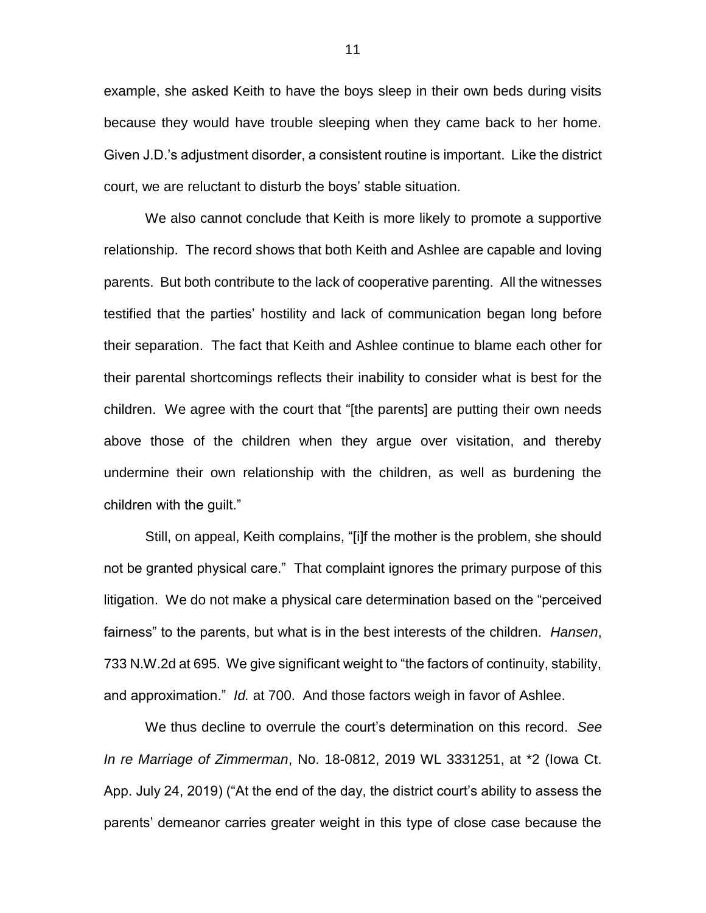example, she asked Keith to have the boys sleep in their own beds during visits because they would have trouble sleeping when they came back to her home. Given J.D.'s adjustment disorder, a consistent routine is important. Like the district court, we are reluctant to disturb the boys' stable situation.

We also cannot conclude that Keith is more likely to promote a supportive relationship. The record shows that both Keith and Ashlee are capable and loving parents. But both contribute to the lack of cooperative parenting. All the witnesses testified that the parties' hostility and lack of communication began long before their separation. The fact that Keith and Ashlee continue to blame each other for their parental shortcomings reflects their inability to consider what is best for the children. We agree with the court that "[the parents] are putting their own needs above those of the children when they argue over visitation, and thereby undermine their own relationship with the children, as well as burdening the children with the guilt."

Still, on appeal, Keith complains, "[i]f the mother is the problem, she should not be granted physical care." That complaint ignores the primary purpose of this litigation. We do not make a physical care determination based on the "perceived fairness" to the parents, but what is in the best interests of the children. *Hansen*, 733 N.W.2d at 695. We give significant weight to "the factors of continuity, stability, and approximation." *Id.* at 700. And those factors weigh in favor of Ashlee.

We thus decline to overrule the court's determination on this record. *See In re Marriage of Zimmerman*, No. 18-0812, 2019 WL 3331251, at *2 (Iowa Ct. App. July 24, 2019) ("At the end of the day, the district court's ability to assess the parents' demeanor carries greater weight in this type of close case because the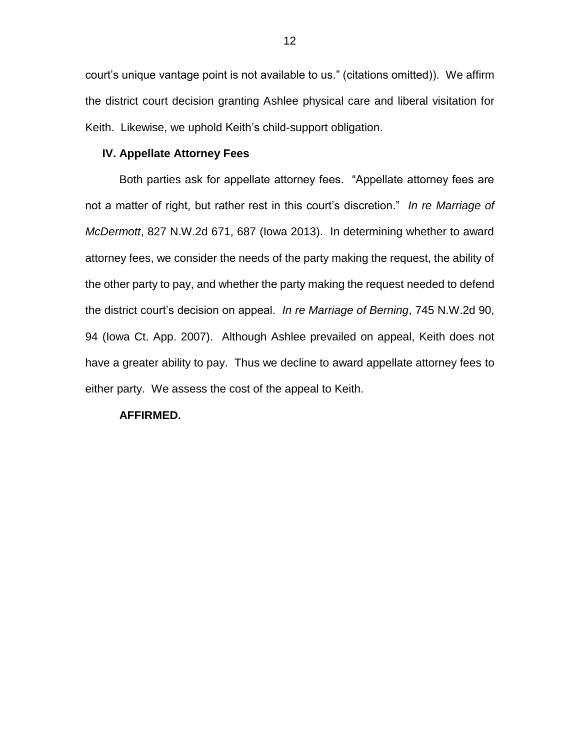court's unique vantage point is not available to us." (citations omitted)). We affirm the district court decision granting Ashlee physical care and liberal visitation for Keith. Likewise, we uphold Keith's child-support obligation.

## IV. Appellate Attorney Fees

Both parties ask for appellate attorney fees. "Appellate attorney fees are not a matter of right, but rather rest in this court's discretion." *In re Marriage of McDermott*, 827 N.W.2d 671, 687 (Iowa 2013). In determining whether to award attorney fees, we consider the needs of the party making the request, the ability of the other party to pay, and whether the party making the request needed to defend the district court's decision on appeal. *In re Marriage of Berning*, 745 N.W.2d 90, 94 (Iowa Ct. App. 2007). Although Ashlee prevailed on appeal, Keith does not have a greater ability to pay. Thus we decline to award appellate attorney fees to either party. We assess the cost of the appeal to Keith.

**AFFIRMED.**